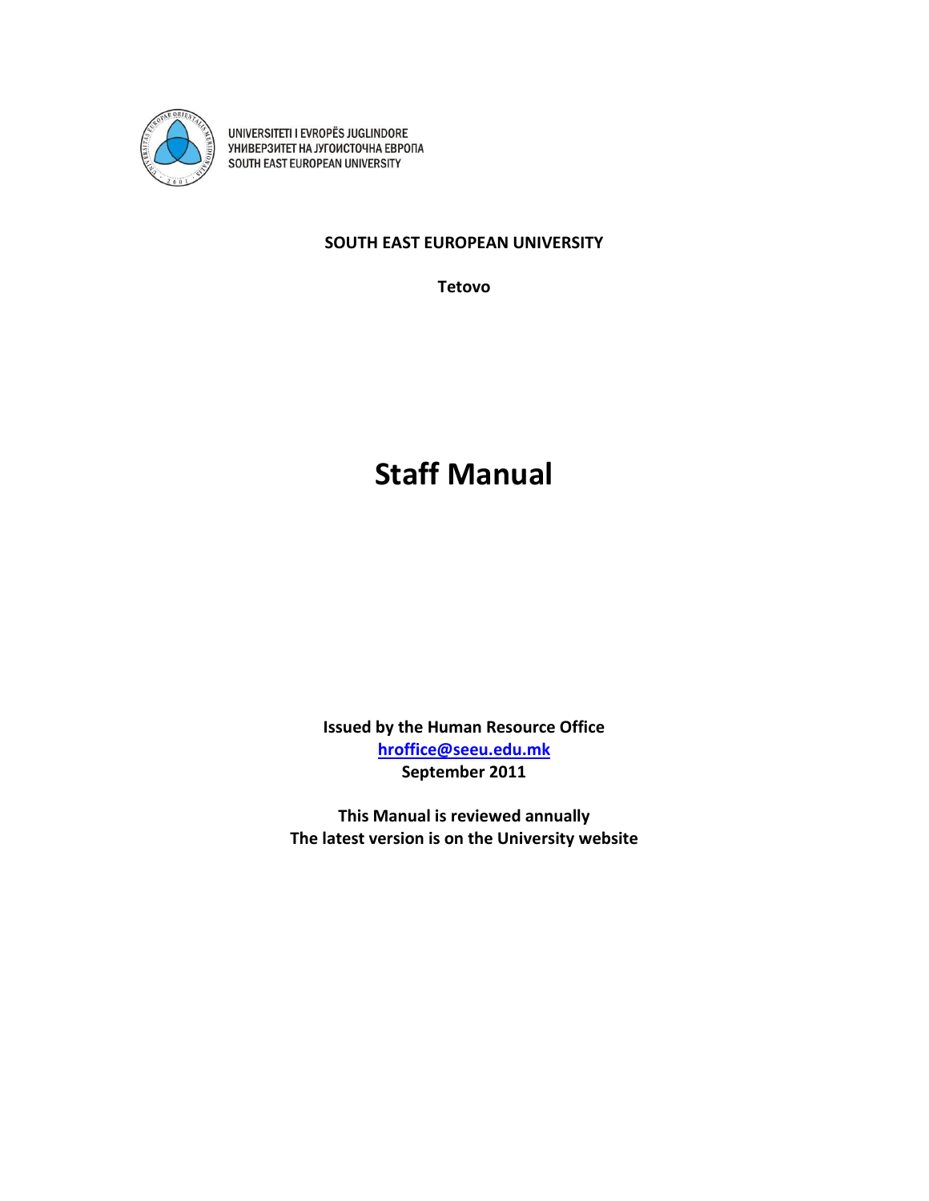UNIVERSITETI I EVROPËS JUGLINDORE
УНИВЕРЗИТЕТ НА ЈУГОИСТОЧНА ЕВРОПА
SOUTH EAST EUROPEAN UNIVERSITY

**SOUTH EAST EUROPEAN UNIVERSITY**

**Tetovo**

# Staff Manual

**Issued by the Human Resource Office**
**hroffice@seeu.edu.mk**
**September 2011**

**This Manual is reviewed annually**
**The latest version is on the University website**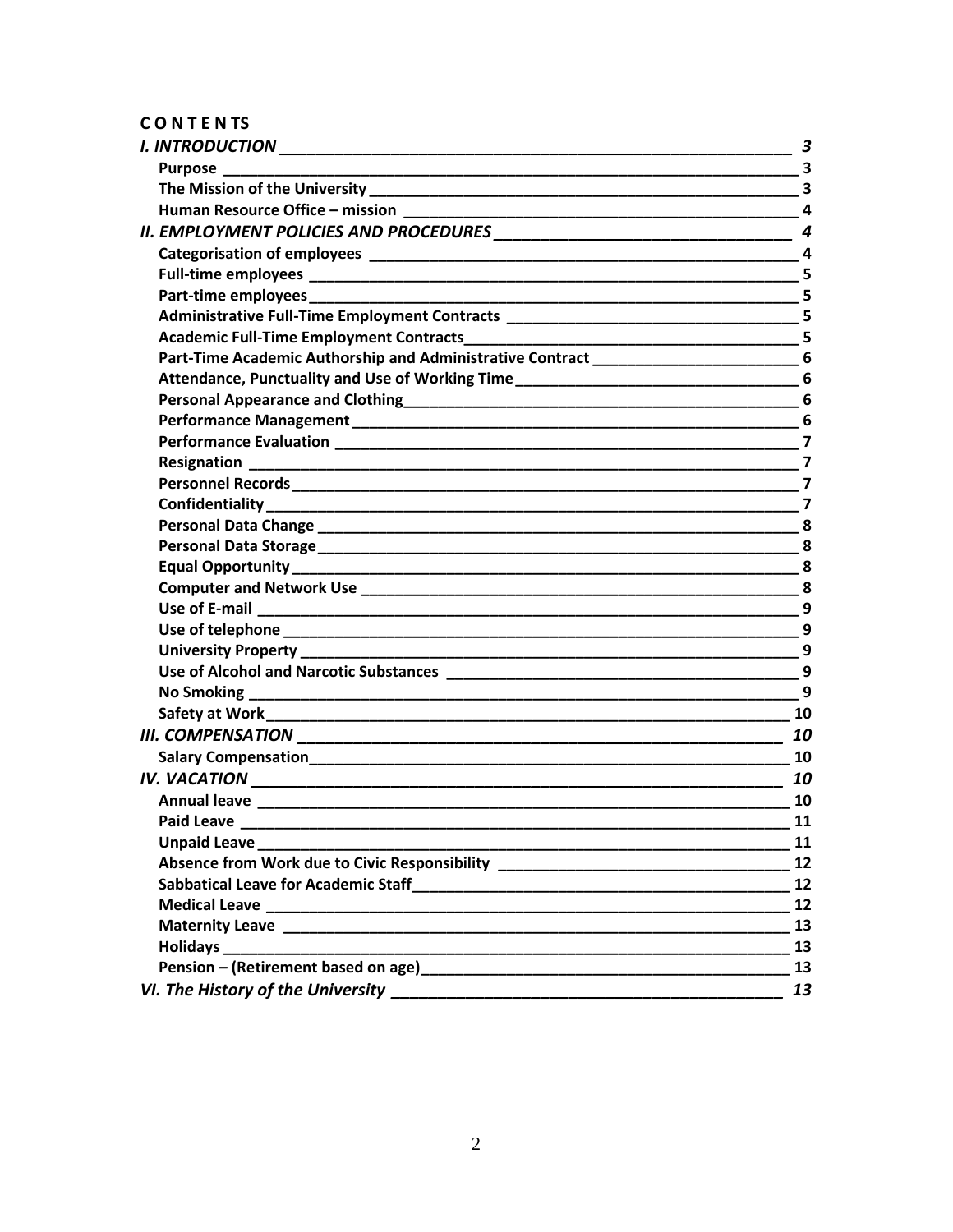**C O N T E N T S**

*I. INTRODUCTION* — 3
- Purpose — 3
- The Mission of the University — 3
- Human Resource Office – mission — 4

*II. EMPLOYMENT POLICIES AND PROCEDURES* — 4
- Categorisation of employees — 4
- Full-time employees — 5
- Part-time employees — 5
- Administrative Full-Time Employment Contracts — 5
- Academic Full-Time Employment Contracts — 5
- Part-Time Academic Authorship and Administrative Contract — 6
- Attendance, Punctuality and Use of Working Time — 6
- Personal Appearance and Clothing — 6
- Performance Management — 6
- Performance Evaluation — 7
- Resignation — 7
- Personnel Records — 7
- Confidentiality — 7
- Personal Data Change — 8
- Personal Data Storage — 8
- Equal Opportunity — 8
- Computer and Network Use — 8
- Use of E-mail — 9
- Use of telephone — 9
- University Property — 9
- Use of Alcohol and Narcotic Substances — 9
- No Smoking — 9
- Safety at Work — 10

*III. COMPENSATION* — 10
- Salary Compensation — 10

*IV. VACATION* — 10
- Annual leave — 10
- Paid Leave — 11
- Unpaid Leave — 11
- Absence from Work due to Civic Responsibility — 12
- Sabbatical Leave for Academic Staff — 12
- Medical Leave — 12
- Maternity Leave — 13
- Holidays — 13
- Pension – (Retirement based on age) — 13

*VI. The History of the University* — 13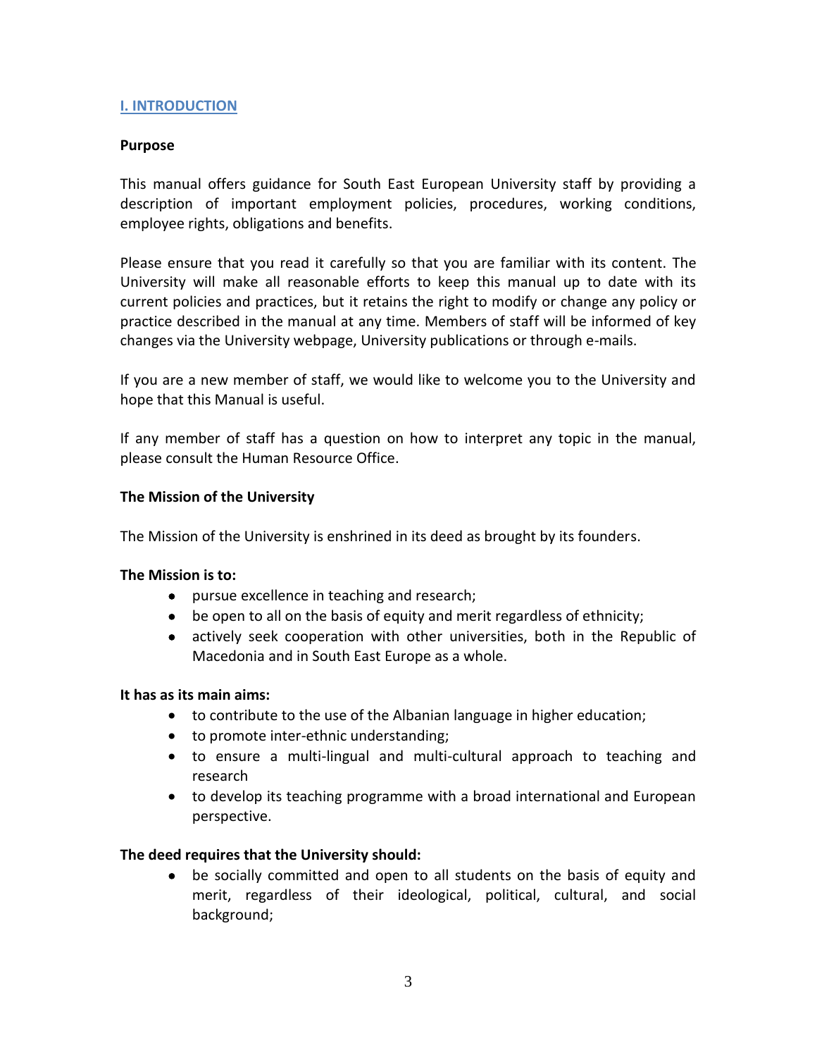## I. INTRODUCTION

**Purpose**

This manual offers guidance for South East European University staff by providing a description of important employment policies, procedures, working conditions, employee rights, obligations and benefits.

Please ensure that you read it carefully so that you are familiar with its content. The University will make all reasonable efforts to keep this manual up to date with its current policies and practices, but it retains the right to modify or change any policy or practice described in the manual at any time. Members of staff will be informed of key changes via the University webpage, University publications or through e-mails.

If you are a new member of staff, we would like to welcome you to the University and hope that this Manual is useful.

If any member of staff has a question on how to interpret any topic in the manual, please consult the Human Resource Office.

**The Mission of the University**

The Mission of the University is enshrined in its deed as brought by its founders.

**The Mission is to:**

- pursue excellence in teaching and research;
- be open to all on the basis of equity and merit regardless of ethnicity;
- actively seek cooperation with other universities, both in the Republic of Macedonia and in South East Europe as a whole.

**It has as its main aims:**

- to contribute to the use of the Albanian language in higher education;
- to promote inter-ethnic understanding;
- to ensure a multi-lingual and multi-cultural approach to teaching and research
- to develop its teaching programme with a broad international and European perspective.

**The deed requires that the University should:**

- be socially committed and open to all students on the basis of equity and merit, regardless of their ideological, political, cultural, and social background;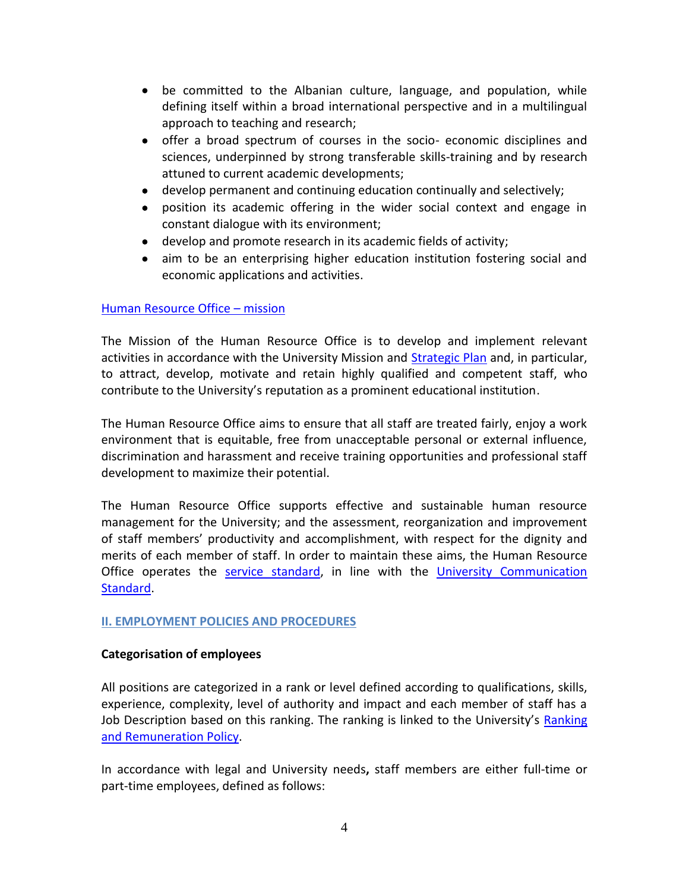- be committed to the Albanian culture, language, and population, while defining itself within a broad international perspective and in a multilingual approach to teaching and research;
- offer a broad spectrum of courses in the socio- economic disciplines and sciences, underpinned by strong transferable skills-training and by research attuned to current academic developments;
- develop permanent and continuing education continually and selectively;
- position its academic offering in the wider social context and engage in constant dialogue with its environment;
- develop and promote research in its academic fields of activity;
- aim to be an enterprising higher education institution fostering social and economic applications and activities.

### Human Resource Office – mission

The Mission of the Human Resource Office is to develop and implement relevant activities in accordance with the University Mission and Strategic Plan and, in particular, to attract, develop, motivate and retain highly qualified and competent staff, who contribute to the University's reputation as a prominent educational institution.

The Human Resource Office aims to ensure that all staff are treated fairly, enjoy a work environment that is equitable, free from unacceptable personal or external influence, discrimination and harassment and receive training opportunities and professional staff development to maximize their potential.

The Human Resource Office supports effective and sustainable human resource management for the University; and the assessment, reorganization and improvement of staff members' productivity and accomplishment, with respect for the dignity and merits of each member of staff. In order to maintain these aims, the Human Resource Office operates the service standard, in line with the University Communication Standard.

## II. EMPLOYMENT POLICIES AND PROCEDURES

### Categorisation of employees

All positions are categorized in a rank or level defined according to qualifications, skills, experience, complexity, level of authority and impact and each member of staff has a Job Description based on this ranking. The ranking is linked to the University's Ranking and Remuneration Policy.

In accordance with legal and University needs**,** staff members are either full-time or part-time employees, defined as follows: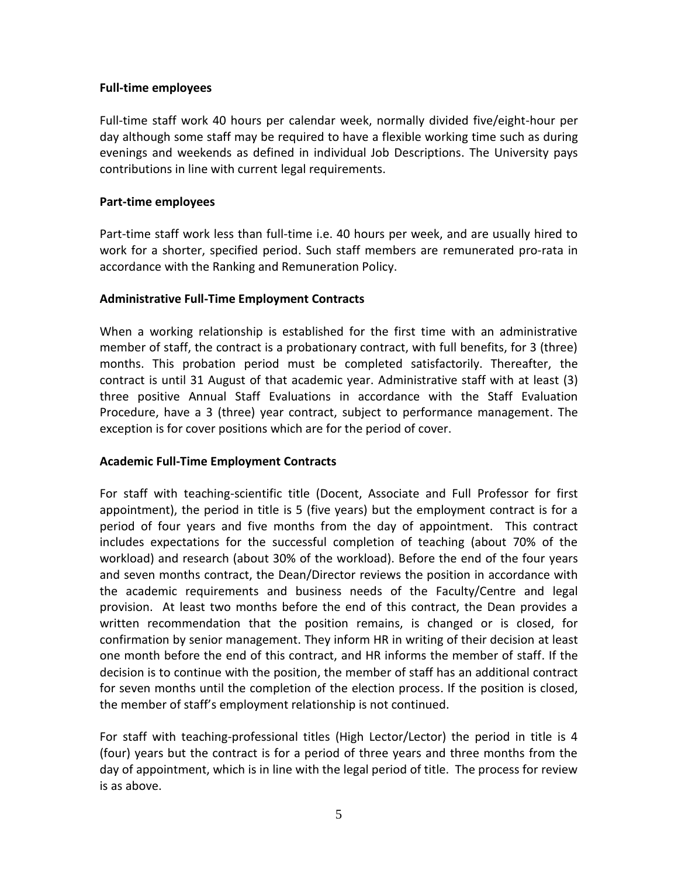**Full-time employees**

Full-time staff work 40 hours per calendar week, normally divided five/eight-hour per day although some staff may be required to have a flexible working time such as during evenings and weekends as defined in individual Job Descriptions. The University pays contributions in line with current legal requirements.

**Part-time employees**

Part-time staff work less than full-time i.e. 40 hours per week, and are usually hired to work for a shorter, specified period. Such staff members are remunerated pro-rata in accordance with the Ranking and Remuneration Policy.

**Administrative Full-Time Employment Contracts**

When a working relationship is established for the first time with an administrative member of staff, the contract is a probationary contract, with full benefits, for 3 (three) months. This probation period must be completed satisfactorily. Thereafter, the contract is until 31 August of that academic year. Administrative staff with at least (3) three positive Annual Staff Evaluations in accordance with the Staff Evaluation Procedure, have a 3 (three) year contract, subject to performance management. The exception is for cover positions which are for the period of cover.

**Academic Full-Time Employment Contracts**

For staff with teaching-scientific title (Docent, Associate and Full Professor for first appointment), the period in title is 5 (five years) but the employment contract is for a period of four years and five months from the day of appointment. This contract includes expectations for the successful completion of teaching (about 70% of the workload) and research (about 30% of the workload). Before the end of the four years and seven months contract, the Dean/Director reviews the position in accordance with the academic requirements and business needs of the Faculty/Centre and legal provision. At least two months before the end of this contract, the Dean provides a written recommendation that the position remains, is changed or is closed, for confirmation by senior management. They inform HR in writing of their decision at least one month before the end of this contract, and HR informs the member of staff. If the decision is to continue with the position, the member of staff has an additional contract for seven months until the completion of the election process. If the position is closed, the member of staff's employment relationship is not continued.

For staff with teaching-professional titles (High Lector/Lector) the period in title is 4 (four) years but the contract is for a period of three years and three months from the day of appointment, which is in line with the legal period of title. The process for review is as above.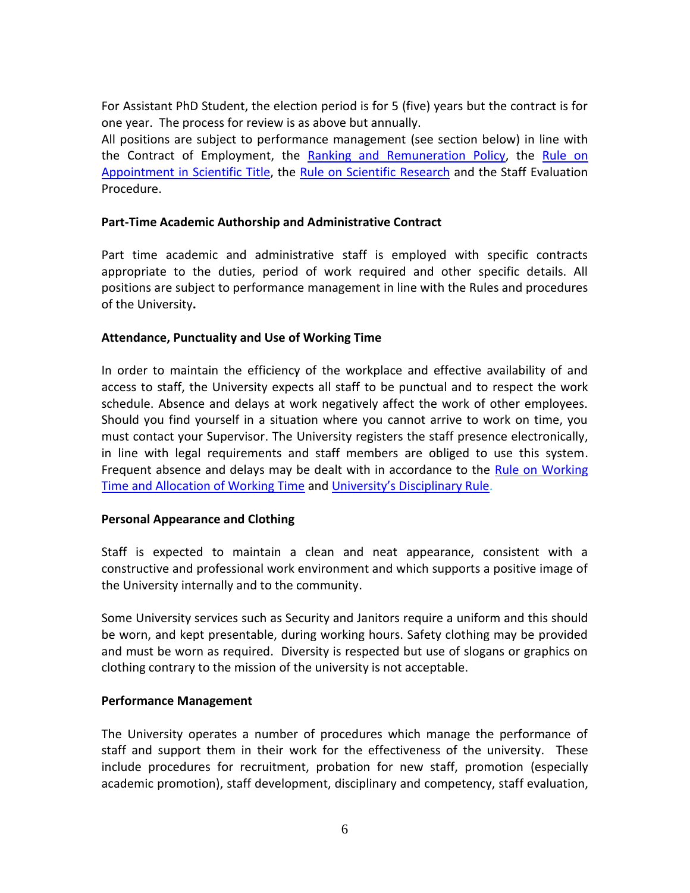For Assistant PhD Student, the election period is for 5 (five) years but the contract is for one year. The process for review is as above but annually.

All positions are subject to performance management (see section below) in line with the Contract of Employment, the Ranking and Remuneration Policy, the Rule on Appointment in Scientific Title, the Rule on Scientific Research and the Staff Evaluation Procedure.

**Part-Time Academic Authorship and Administrative Contract**

Part time academic and administrative staff is employed with specific contracts appropriate to the duties, period of work required and other specific details. All positions are subject to performance management in line with the Rules and procedures of the University.

**Attendance, Punctuality and Use of Working Time**

In order to maintain the efficiency of the workplace and effective availability of and access to staff, the University expects all staff to be punctual and to respect the work schedule. Absence and delays at work negatively affect the work of other employees. Should you find yourself in a situation where you cannot arrive to work on time, you must contact your Supervisor. The University registers the staff presence electronically, in line with legal requirements and staff members are obliged to use this system. Frequent absence and delays may be dealt with in accordance to the Rule on Working Time and Allocation of Working Time and University's Disciplinary Rule.

**Personal Appearance and Clothing**

Staff is expected to maintain a clean and neat appearance, consistent with a constructive and professional work environment and which supports a positive image of the University internally and to the community.

Some University services such as Security and Janitors require a uniform and this should be worn, and kept presentable, during working hours. Safety clothing may be provided and must be worn as required. Diversity is respected but use of slogans or graphics on clothing contrary to the mission of the university is not acceptable.

**Performance Management**

The University operates a number of procedures which manage the performance of staff and support them in their work for the effectiveness of the university. These include procedures for recruitment, probation for new staff, promotion (especially academic promotion), staff development, disciplinary and competency, staff evaluation,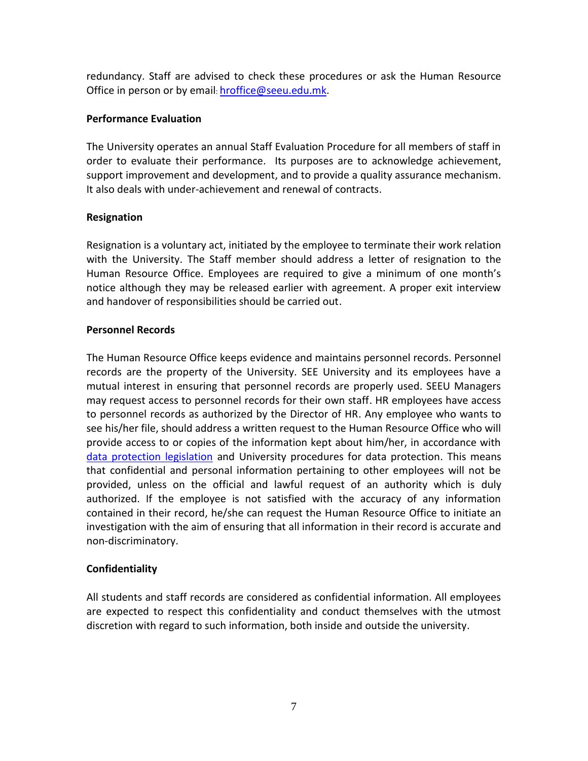redundancy. Staff are advised to check these procedures or ask the Human Resource Office in person or by email: hroffice@seeu.edu.mk.

**Performance Evaluation**

The University operates an annual Staff Evaluation Procedure for all members of staff in order to evaluate their performance. Its purposes are to acknowledge achievement, support improvement and development, and to provide a quality assurance mechanism. It also deals with under-achievement and renewal of contracts.

**Resignation**

Resignation is a voluntary act, initiated by the employee to terminate their work relation with the University. The Staff member should address a letter of resignation to the Human Resource Office. Employees are required to give a minimum of one month's notice although they may be released earlier with agreement. A proper exit interview and handover of responsibilities should be carried out.

**Personnel Records**

The Human Resource Office keeps evidence and maintains personnel records. Personnel records are the property of the University. SEE University and its employees have a mutual interest in ensuring that personnel records are properly used. SEEU Managers may request access to personnel records for their own staff. HR employees have access to personnel records as authorized by the Director of HR. Any employee who wants to see his/her file, should address a written request to the Human Resource Office who will provide access to or copies of the information kept about him/her, in accordance with data protection legislation and University procedures for data protection. This means that confidential and personal information pertaining to other employees will not be provided, unless on the official and lawful request of an authority which is duly authorized. If the employee is not satisfied with the accuracy of any information contained in their record, he/she can request the Human Resource Office to initiate an investigation with the aim of ensuring that all information in their record is accurate and non-discriminatory.

**Confidentiality**

All students and staff records are considered as confidential information. All employees are expected to respect this confidentiality and conduct themselves with the utmost discretion with regard to such information, both inside and outside the university.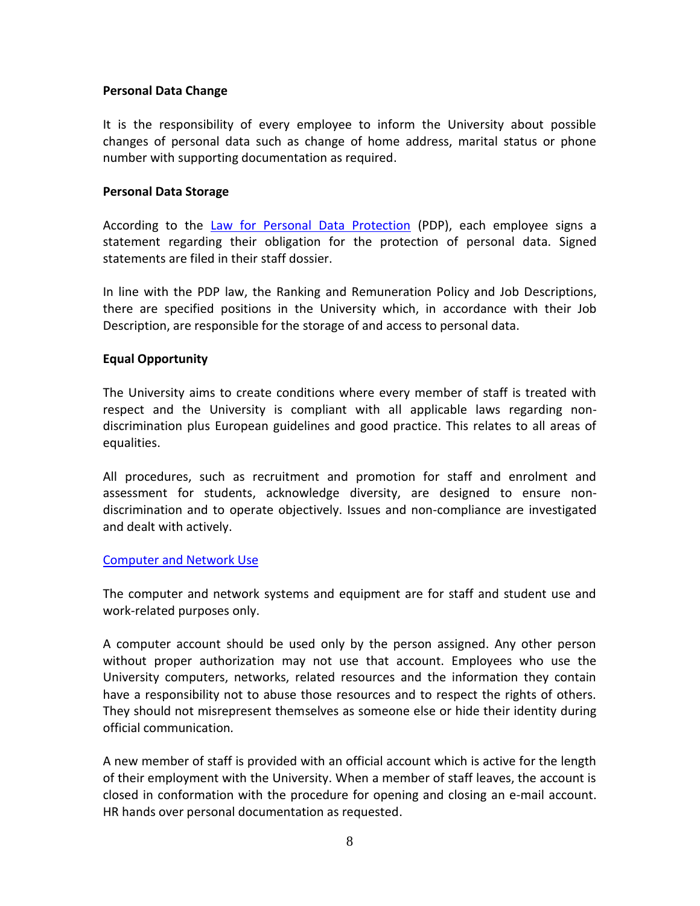**Personal Data Change**

It is the responsibility of every employee to inform the University about possible changes of personal data such as change of home address, marital status or phone number with supporting documentation as required.

**Personal Data Storage**

According to the Law for Personal Data Protection (PDP), each employee signs a statement regarding their obligation for the protection of personal data. Signed statements are filed in their staff dossier.

In line with the PDP law, the Ranking and Remuneration Policy and Job Descriptions, there are specified positions in the University which, in accordance with their Job Description, are responsible for the storage of and access to personal data.

**Equal Opportunity**

The University aims to create conditions where every member of staff is treated with respect and the University is compliant with all applicable laws regarding non-discrimination plus European guidelines and good practice. This relates to all areas of equalities.

All procedures, such as recruitment and promotion for staff and enrolment and assessment for students, acknowledge diversity, are designed to ensure non-discrimination and to operate objectively. Issues and non-compliance are investigated and dealt with actively.

Computer and Network Use

The computer and network systems and equipment are for staff and student use and work-related purposes only.

A computer account should be used only by the person assigned. Any other person without proper authorization may not use that account. Employees who use the University computers, networks, related resources and the information they contain have a responsibility not to abuse those resources and to respect the rights of others. They should not misrepresent themselves as someone else or hide their identity during official communication.

A new member of staff is provided with an official account which is active for the length of their employment with the University. When a member of staff leaves, the account is closed in conformation with the procedure for opening and closing an e-mail account. HR hands over personal documentation as requested.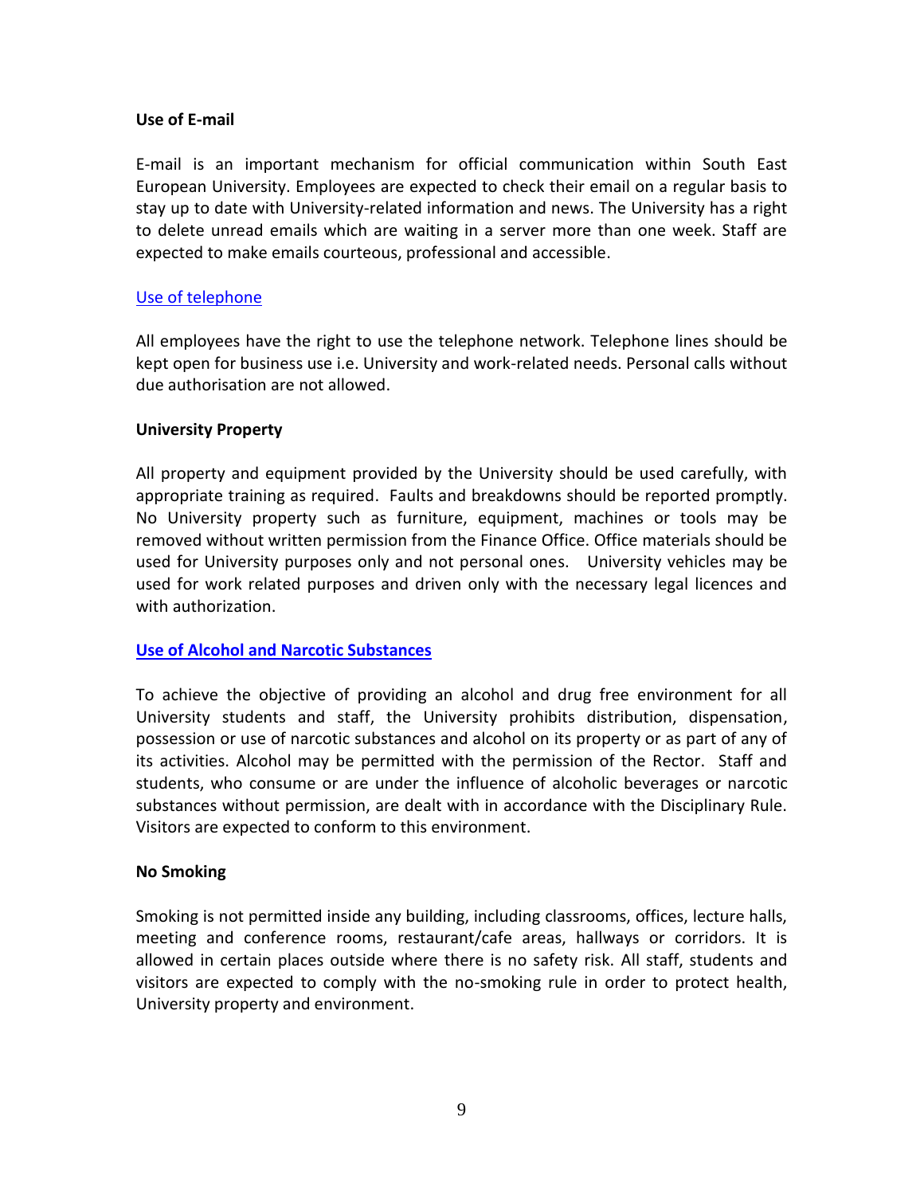**Use of E-mail**

E-mail is an important mechanism for official communication within South East European University. Employees are expected to check their email on a regular basis to stay up to date with University-related information and news. The University has a right to delete unread emails which are waiting in a server more than one week. Staff are expected to make emails courteous, professional and accessible.

Use of telephone

All employees have the right to use the telephone network. Telephone lines should be kept open for business use i.e. University and work-related needs. Personal calls without due authorisation are not allowed.

**University Property**

All property and equipment provided by the University should be used carefully, with appropriate training as required. Faults and breakdowns should be reported promptly. No University property such as furniture, equipment, machines or tools may be removed without written permission from the Finance Office. Office materials should be used for University purposes only and not personal ones. University vehicles may be used for work related purposes and driven only with the necessary legal licences and with authorization.

**Use of Alcohol and Narcotic Substances**

To achieve the objective of providing an alcohol and drug free environment for all University students and staff, the University prohibits distribution, dispensation, possession or use of narcotic substances and alcohol on its property or as part of any of its activities. Alcohol may be permitted with the permission of the Rector. Staff and students, who consume or are under the influence of alcoholic beverages or narcotic substances without permission, are dealt with in accordance with the Disciplinary Rule. Visitors are expected to conform to this environment.

**No Smoking**

Smoking is not permitted inside any building, including classrooms, offices, lecture halls, meeting and conference rooms, restaurant/cafe areas, hallways or corridors. It is allowed in certain places outside where there is no safety risk. All staff, students and visitors are expected to comply with the no-smoking rule in order to protect health, University property and environment.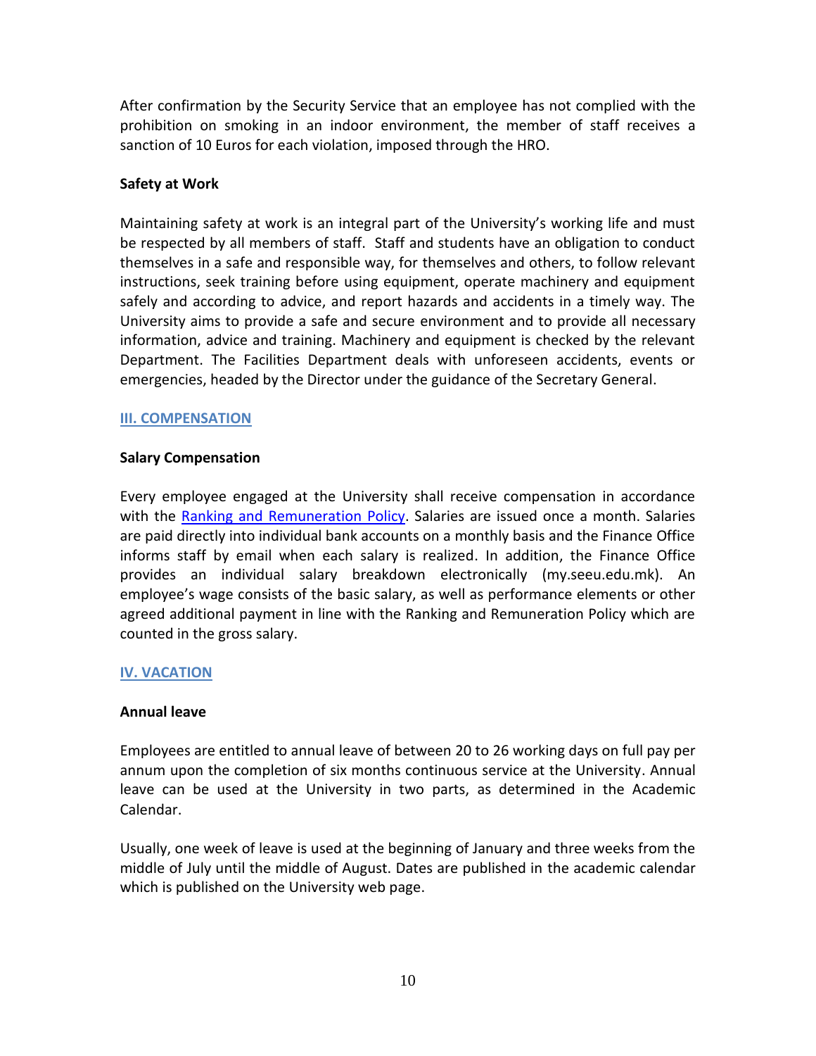After confirmation by the Security Service that an employee has not complied with the prohibition on smoking in an indoor environment, the member of staff receives a sanction of 10 Euros for each violation, imposed through the HRO.

**Safety at Work**

Maintaining safety at work is an integral part of the University's working life and must be respected by all members of staff. Staff and students have an obligation to conduct themselves in a safe and responsible way, for themselves and others, to follow relevant instructions, seek training before using equipment, operate machinery and equipment safely and according to advice, and report hazards and accidents in a timely way. The University aims to provide a safe and secure environment and to provide all necessary information, advice and training. Machinery and equipment is checked by the relevant Department. The Facilities Department deals with unforeseen accidents, events or emergencies, headed by the Director under the guidance of the Secretary General.

## III. COMPENSATION

**Salary Compensation**

Every employee engaged at the University shall receive compensation in accordance with the Ranking and Remuneration Policy. Salaries are issued once a month. Salaries are paid directly into individual bank accounts on a monthly basis and the Finance Office informs staff by email when each salary is realized. In addition, the Finance Office provides an individual salary breakdown electronically (my.seeu.edu.mk). An employee's wage consists of the basic salary, as well as performance elements or other agreed additional payment in line with the Ranking and Remuneration Policy which are counted in the gross salary.

## IV. VACATION

**Annual leave**

Employees are entitled to annual leave of between 20 to 26 working days on full pay per annum upon the completion of six months continuous service at the University. Annual leave can be used at the University in two parts, as determined in the Academic Calendar.

Usually, one week of leave is used at the beginning of January and three weeks from the middle of July until the middle of August. Dates are published in the academic calendar which is published on the University web page.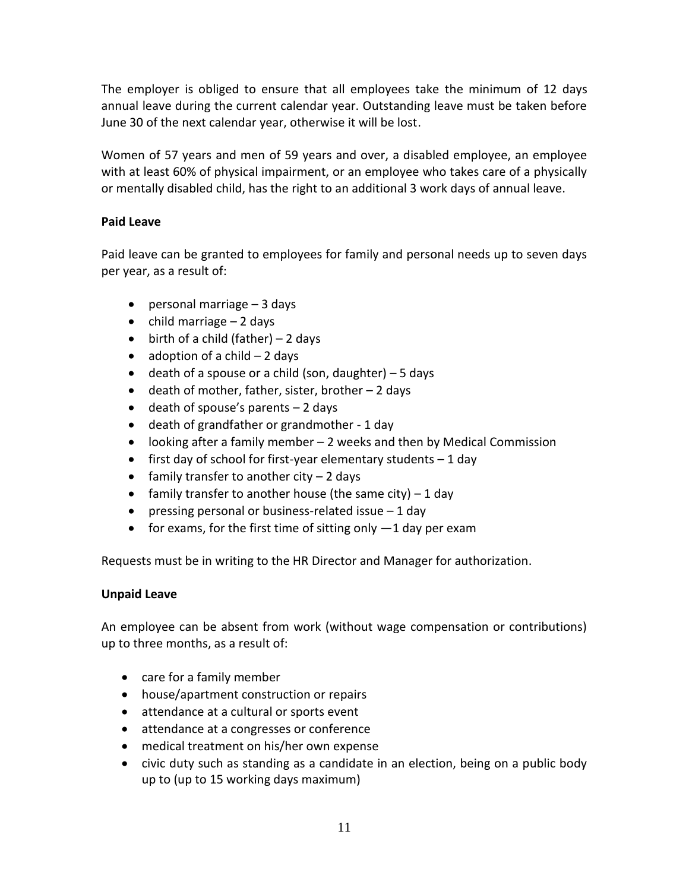The employer is obliged to ensure that all employees take the minimum of 12 days annual leave during the current calendar year. Outstanding leave must be taken before June 30 of the next calendar year, otherwise it will be lost.

Women of 57 years and men of 59 years and over, a disabled employee, an employee with at least 60% of physical impairment, or an employee who takes care of a physically or mentally disabled child, has the right to an additional 3 work days of annual leave.

**Paid Leave**

Paid leave can be granted to employees for family and personal needs up to seven days per year, as a result of:

- personal marriage – 3 days
- child marriage – 2 days
- birth of a child (father) – 2 days
- adoption of a child – 2 days
- death of a spouse or a child (son, daughter) – 5 days
- death of mother, father, sister, brother – 2 days
- death of spouse's parents – 2 days
- death of grandfather or grandmother - 1 day
- looking after a family member – 2 weeks and then by Medical Commission
- first day of school for first-year elementary students – 1 day
- family transfer to another city – 2 days
- family transfer to another house (the same city) – 1 day
- pressing personal or business-related issue – 1 day
- for exams, for the first time of sitting only —1 day per exam

Requests must be in writing to the HR Director and Manager for authorization.

**Unpaid Leave**

An employee can be absent from work (without wage compensation or contributions) up to three months, as a result of:

- care for a family member
- house/apartment construction or repairs
- attendance at a cultural or sports event
- attendance at a congresses or conference
- medical treatment on his/her own expense
- civic duty such as standing as a candidate in an election, being on a public body up to (up to 15 working days maximum)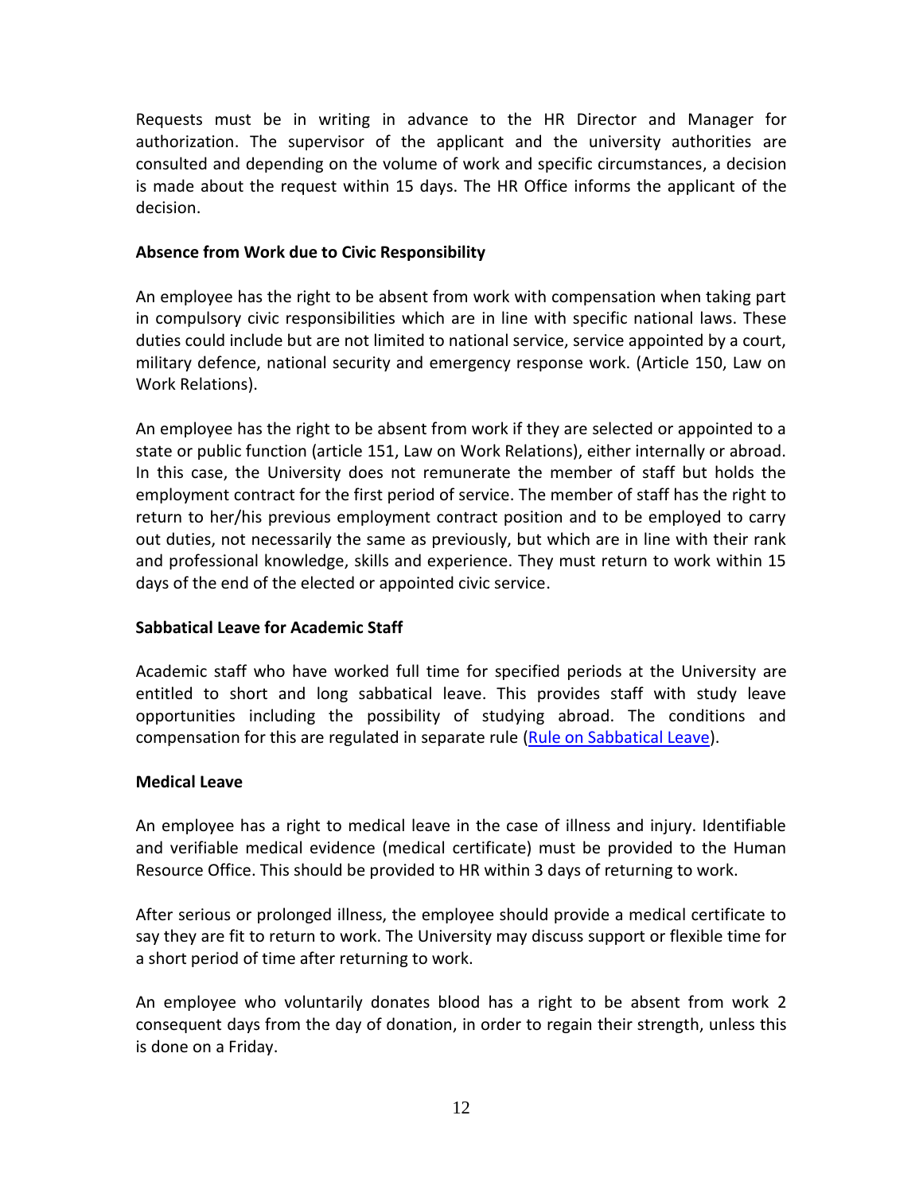Requests must be in writing in advance to the HR Director and Manager for authorization. The supervisor of the applicant and the university authorities are consulted and depending on the volume of work and specific circumstances, a decision is made about the request within 15 days. The HR Office informs the applicant of the decision.

**Absence from Work due to Civic Responsibility**

An employee has the right to be absent from work with compensation when taking part in compulsory civic responsibilities which are in line with specific national laws. These duties could include but are not limited to national service, service appointed by a court, military defence, national security and emergency response work. (Article 150, Law on Work Relations).

An employee has the right to be absent from work if they are selected or appointed to a state or public function (article 151, Law on Work Relations), either internally or abroad. In this case, the University does not remunerate the member of staff but holds the employment contract for the first period of service. The member of staff has the right to return to her/his previous employment contract position and to be employed to carry out duties, not necessarily the same as previously, but which are in line with their rank and professional knowledge, skills and experience. They must return to work within 15 days of the end of the elected or appointed civic service.

**Sabbatical Leave for Academic Staff**

Academic staff who have worked full time for specified periods at the University are entitled to short and long sabbatical leave. This provides staff with study leave opportunities including the possibility of studying abroad. The conditions and compensation for this are regulated in separate rule (Rule on Sabbatical Leave).

**Medical Leave**

An employee has a right to medical leave in the case of illness and injury. Identifiable and verifiable medical evidence (medical certificate) must be provided to the Human Resource Office. This should be provided to HR within 3 days of returning to work.

After serious or prolonged illness, the employee should provide a medical certificate to say they are fit to return to work. The University may discuss support or flexible time for a short period of time after returning to work.

An employee who voluntarily donates blood has a right to be absent from work 2 consequent days from the day of donation, in order to regain their strength, unless this is done on a Friday.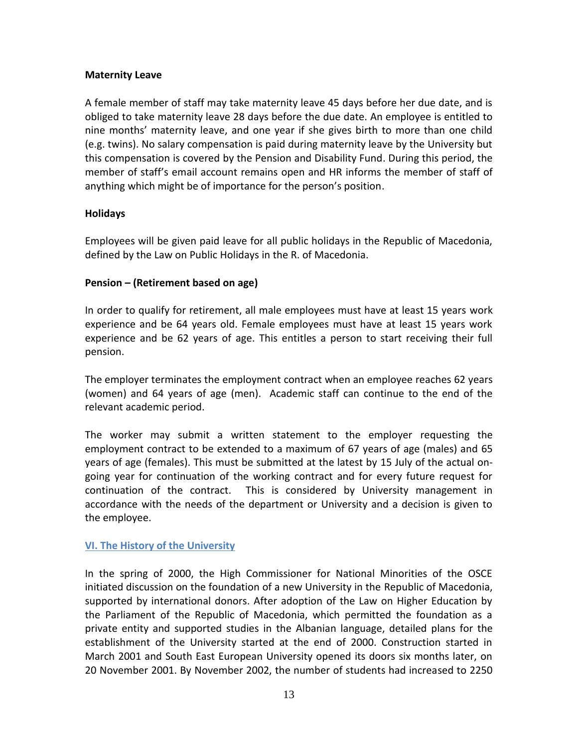**Maternity Leave**

A female member of staff may take maternity leave 45 days before her due date, and is obliged to take maternity leave 28 days before the due date. An employee is entitled to nine months' maternity leave, and one year if she gives birth to more than one child (e.g. twins). No salary compensation is paid during maternity leave by the University but this compensation is covered by the Pension and Disability Fund. During this period, the member of staff's email account remains open and HR informs the member of staff of anything which might be of importance for the person's position.

**Holidays**

Employees will be given paid leave for all public holidays in the Republic of Macedonia, defined by the Law on Public Holidays in the R. of Macedonia.

**Pension – (Retirement based on age)**

In order to qualify for retirement, all male employees must have at least 15 years work experience and be 64 years old. Female employees must have at least 15 years work experience and be 62 years of age. This entitles a person to start receiving their full pension.

The employer terminates the employment contract when an employee reaches 62 years (women) and 64 years of age (men). Academic staff can continue to the end of the relevant academic period.

The worker may submit a written statement to the employer requesting the employment contract to be extended to a maximum of 67 years of age (males) and 65 years of age (females). This must be submitted at the latest by 15 July of the actual on-going year for continuation of the working contract and for every future request for continuation of the contract. This is considered by University management in accordance with the needs of the department or University and a decision is given to the employee.

## VI. The History of the University

In the spring of 2000, the High Commissioner for National Minorities of the OSCE initiated discussion on the foundation of a new University in the Republic of Macedonia, supported by international donors. After adoption of the Law on Higher Education by the Parliament of the Republic of Macedonia, which permitted the foundation as a private entity and supported studies in the Albanian language, detailed plans for the establishment of the University started at the end of 2000. Construction started in March 2001 and South East European University opened its doors six months later, on 20 November 2001. By November 2002, the number of students had increased to 2250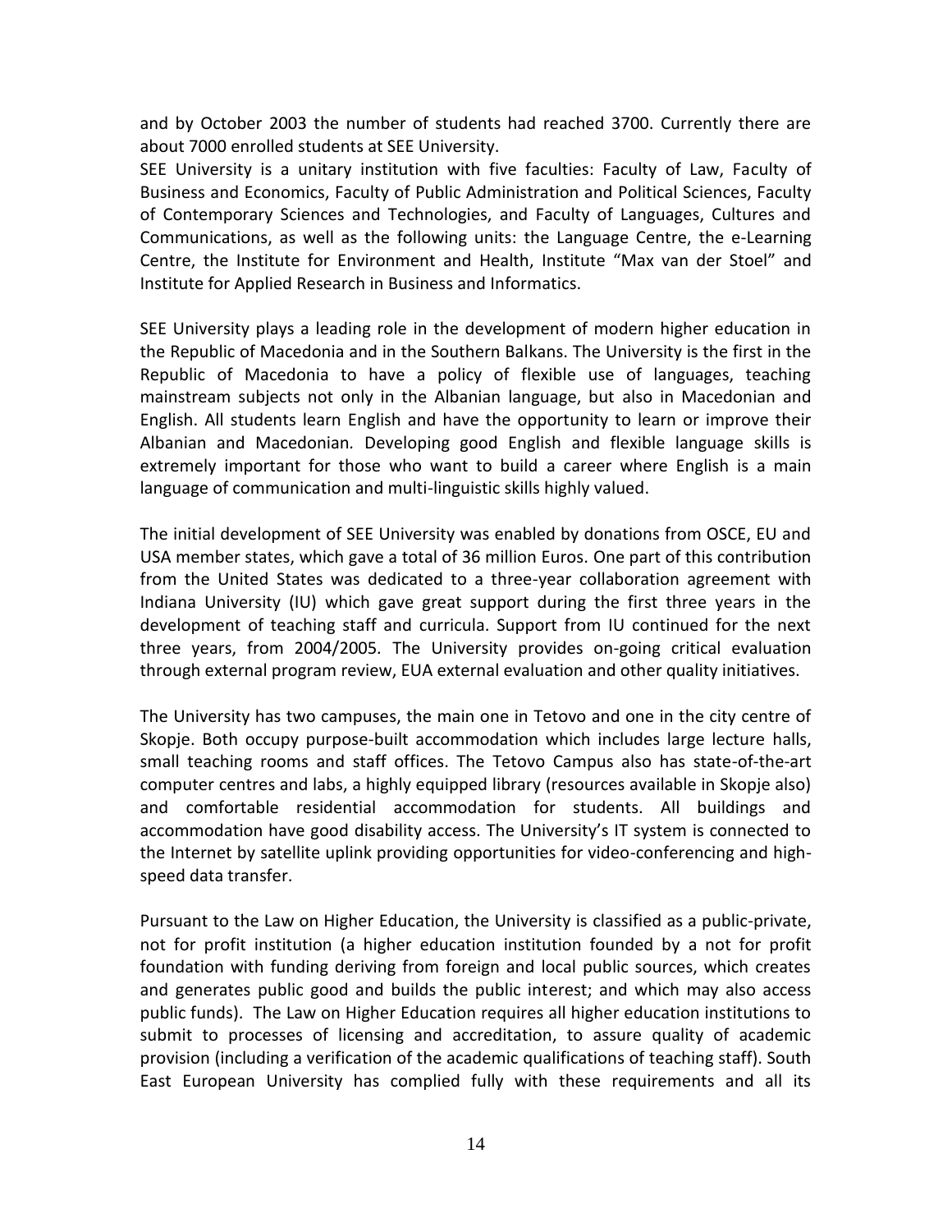and by October 2003 the number of students had reached 3700. Currently there are about 7000 enrolled students at SEE University.

SEE University is a unitary institution with five faculties: Faculty of Law, Faculty of Business and Economics, Faculty of Public Administration and Political Sciences, Faculty of Contemporary Sciences and Technologies, and Faculty of Languages, Cultures and Communications, as well as the following units: the Language Centre, the e-Learning Centre, the Institute for Environment and Health, Institute "Max van der Stoel" and Institute for Applied Research in Business and Informatics.

SEE University plays a leading role in the development of modern higher education in the Republic of Macedonia and in the Southern Balkans. The University is the first in the Republic of Macedonia to have a policy of flexible use of languages, teaching mainstream subjects not only in the Albanian language, but also in Macedonian and English. All students learn English and have the opportunity to learn or improve their Albanian and Macedonian. Developing good English and flexible language skills is extremely important for those who want to build a career where English is a main language of communication and multi-linguistic skills highly valued.

The initial development of SEE University was enabled by donations from OSCE, EU and USA member states, which gave a total of 36 million Euros. One part of this contribution from the United States was dedicated to a three-year collaboration agreement with Indiana University (IU) which gave great support during the first three years in the development of teaching staff and curricula. Support from IU continued for the next three years, from 2004/2005. The University provides on-going critical evaluation through external program review, EUA external evaluation and other quality initiatives.

The University has two campuses, the main one in Tetovo and one in the city centre of Skopje. Both occupy purpose-built accommodation which includes large lecture halls, small teaching rooms and staff offices. The Tetovo Campus also has state-of-the-art computer centres and labs, a highly equipped library (resources available in Skopje also) and comfortable residential accommodation for students. All buildings and accommodation have good disability access. The University's IT system is connected to the Internet by satellite uplink providing opportunities for video-conferencing and high-speed data transfer.

Pursuant to the Law on Higher Education, the University is classified as a public-private, not for profit institution (a higher education institution founded by a not for profit foundation with funding deriving from foreign and local public sources, which creates and generates public good and builds the public interest; and which may also access public funds). The Law on Higher Education requires all higher education institutions to submit to processes of licensing and accreditation, to assure quality of academic provision (including a verification of the academic qualifications of teaching staff). South East European University has complied fully with these requirements and all its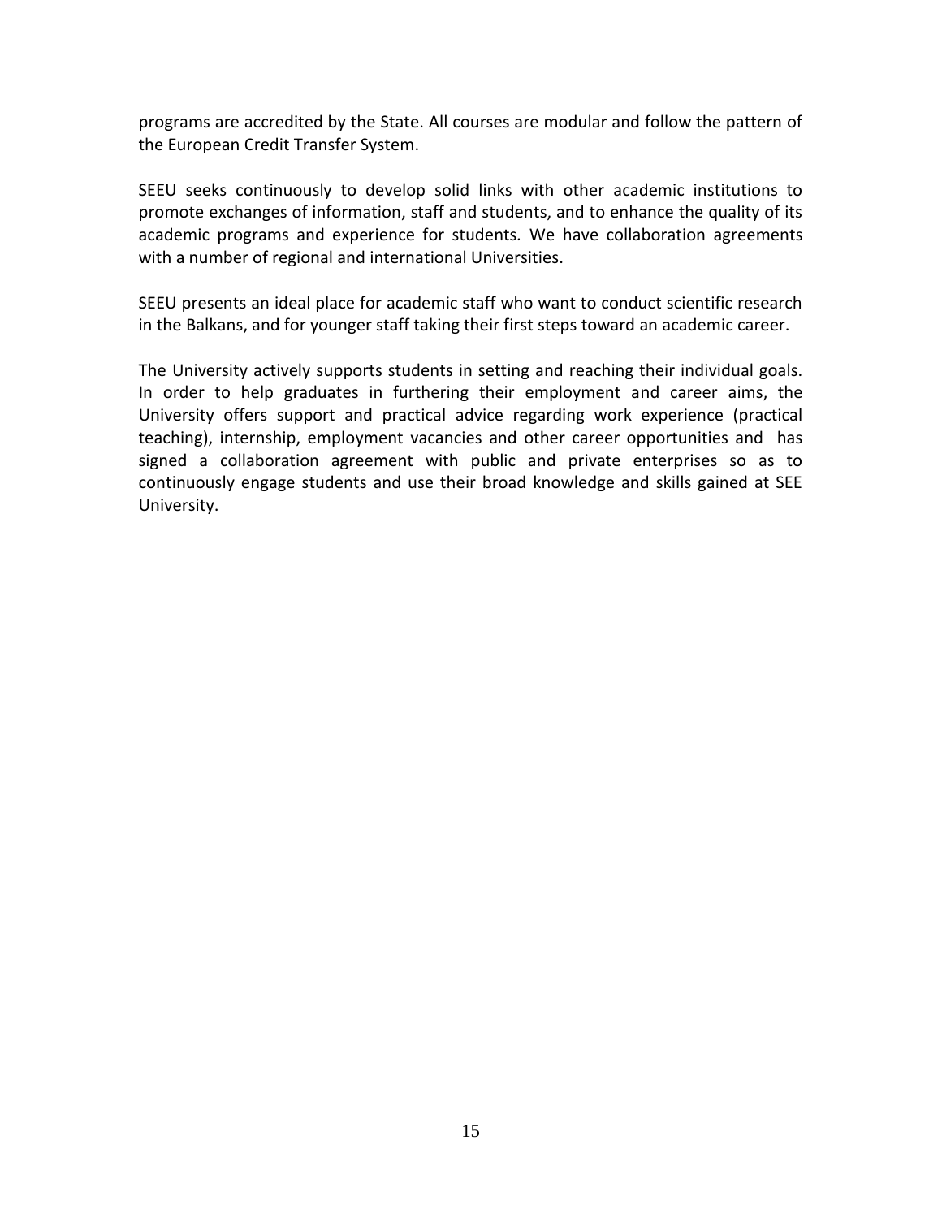programs are accredited by the State. All courses are modular and follow the pattern of the European Credit Transfer System.

SEEU seeks continuously to develop solid links with other academic institutions to promote exchanges of information, staff and students, and to enhance the quality of its academic programs and experience for students. We have collaboration agreements with a number of regional and international Universities.

SEEU presents an ideal place for academic staff who want to conduct scientific research in the Balkans, and for younger staff taking their first steps toward an academic career.

The University actively supports students in setting and reaching their individual goals. In order to help graduates in furthering their employment and career aims, the University offers support and practical advice regarding work experience (practical teaching), internship, employment vacancies and other career opportunities and has signed a collaboration agreement with public and private enterprises so as to continuously engage students and use their broad knowledge and skills gained at SEE University.